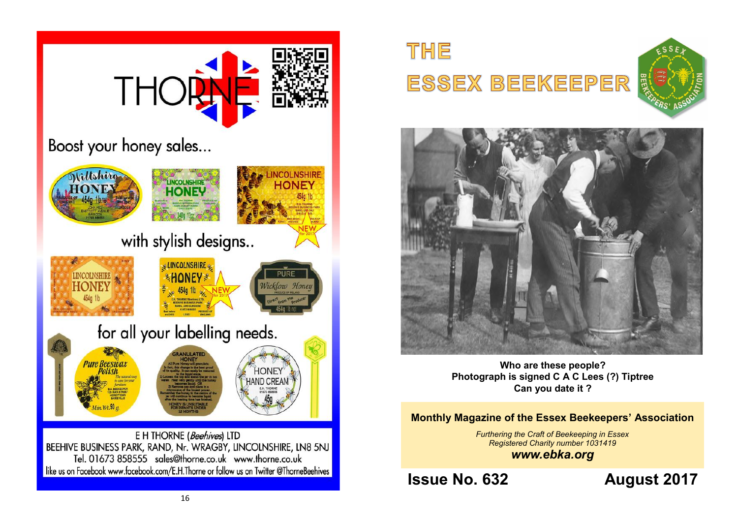THORNE

Boost your honey sales...

with stylish designs..

for all your labelling needs.

E H THORNE (*Beehives*) LTD
BEEHIVE BUSINESS PARK, RAND, Nr. WRAGBY, LINCOLNSHIRE, LN8 5NJ
Tel. 01673 858555 sales@thorne.co.uk www.thorne.co.uk
like us on Facebook www.facebook.com/E.H.Thorne or follow us on Twitter @ThorneBeehives

# THE ESSEX BEEKEEPER

**Who are these people?**
**Photograph is signed C A C Lees (?) Tiptree**
**Can you date it ?**

**Monthly Magazine of the Essex Beekeepers' Association**

*Furthering the Craft of Beekeeping in Essex*
*Registered Charity number 1031419*
***www.ebka.org***

**Issue No. 632** **August 2017**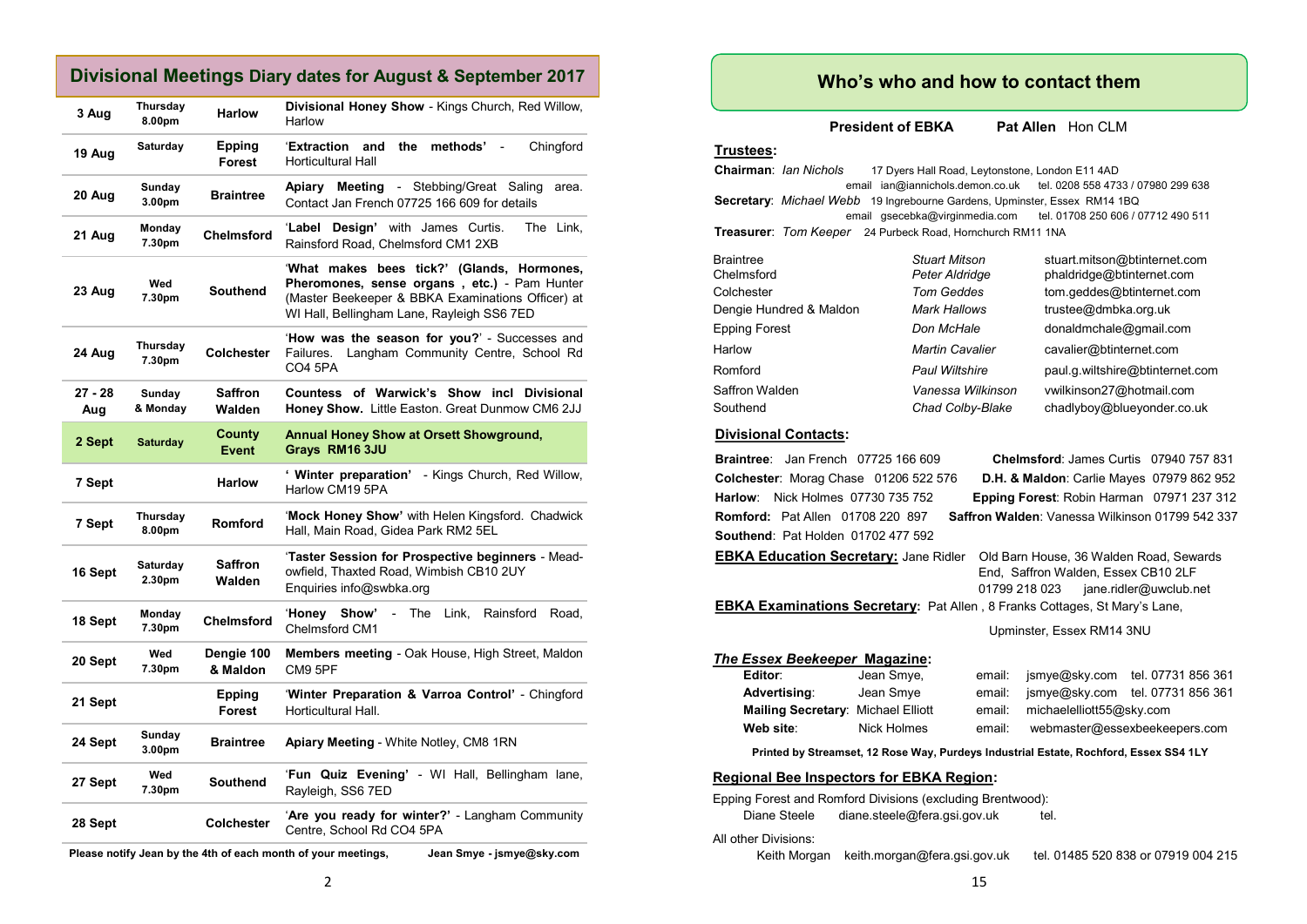## Divisional Meetings Diary dates for August & September 2017

| Date | Day/Time | Division | Event |
|---|---|---|---|
| 3 Aug | Thursday 8.00pm | Harlow | **Divisional Honey Show** - Kings Church, Red Willow, Harlow |
| 19 Aug | Saturday | Epping Forest | '**Extraction and the methods'** - Chingford Horticultural Hall |
| 20 Aug | Sunday 3.00pm | Braintree | **Apiary Meeting** - Stebbing/Great Saling area. Contact Jan French 07725 166 609 for details |
| 21 Aug | Monday 7.30pm | Chelmsford | '**Label Design'** with James Curtis. The Link, Rainsford Road, Chelmsford CM1 2XB |
| 23 Aug | Wed 7.30pm | Southend | '**What makes bees tick?' (Glands, Hormones, Pheromones, sense organs , etc.)** - Pam Hunter (Master Beekeeper & BBKA Examinations Officer) at WI Hall, Bellingham Lane, Rayleigh SS6 7ED |
| 24 Aug | Thursday 7.30pm | Colchester | '**How was the season for you?**' - Successes and Failures. Langham Community Centre, School Rd CO4 5PA |
| 27 - 28 Aug | Sunday & Monday | Saffron Walden | **Countess of Warwick's Show incl Divisional Honey Show.** Little Easton. Great Dunmow CM6 2JJ |
| **2 Sept** | **Saturday** | **County Event** | **Annual Honey Show at Orsett Showground, Grays RM16 3JU** |
| 7 Sept | | Harlow | '**Winter preparation'** - Kings Church, Red Willow, Harlow CM19 5PA |
| 7 Sept | Thursday 8.00pm | Romford | '**Mock Honey Show'** with Helen Kingsford. Chadwick Hall, Main Road, Gidea Park RM2 5EL |
| 16 Sept | Saturday 2.30pm | Saffron Walden | '**Taster Session for Prospective beginners** - Meadowfield, Thaxted Road, Wimbish CB10 2UY Enquiries info@swbka.org |
| 18 Sept | Monday 7.30pm | Chelmsford | '**Honey Show'** - The Link, Rainsford Road, Chelmsford CM1 |
| 20 Sept | Wed 7.30pm | Dengie 100 & Maldon | **Members meeting** - Oak House, High Street, Maldon CM9 5PF |
| 21 Sept | | Epping Forest | '**Winter Preparation & Varroa Control'** - Chingford Horticultural Hall. |
| 24 Sept | Sunday 3.00pm | Braintree | **Apiary Meeting** - White Notley, CM8 1RN |
| 27 Sept | Wed 7.30pm | Southend | '**Fun Quiz Evening'** - WI Hall, Bellingham lane, Rayleigh, SS6 7ED |
| 28 Sept | | Colchester | '**Are you ready for winter?'** - Langham Community Centre, School Rd CO4 5PA |

**Please notify Jean by the 4th of each month of your meetings, Jean Smye - jsmye@sky.com**

## Who's who and how to contact them

**President of EBKA** **Pat Allen** Hon CLM

**Trustees:**

**Chairman**: *Ian Nichols* 17 Dyers Hall Road, Leytonstone, London E11 4AD
email ian@iannichols.demon.co.uk tel. 0208 558 4733 / 07980 299 638

**Secretary**: *Michael Webb* 19 Ingrebourne Gardens, Upminster, Essex RM14 1BQ
email gsecebka@virginmedia.com tel. 01708 250 606 / 07712 490 511

**Treasurer**: *Tom Keeper* 24 Purbeck Road, Hornchurch RM11 1NA

| Division | Trustee | Email |
|---|---|---|
| Braintree | *Stuart Mitson* | stuart.mitson@btinternet.com |
| Chelmsford | *Peter Aldridge* | phaldridge@btinternet.com |
| Colchester | *Tom Geddes* | tom.geddes@btinternet.com |
| Dengie Hundred & Maldon | *Mark Hallows* | trustee@dmbka.org.uk |
| Epping Forest | *Don McHale* | donaldmchale@gmail.com |
| Harlow | *Martin Cavalier* | cavalier@btinternet.com |
| Romford | *Paul Wiltshire* | paul.g.wiltshire@btinternet.com |
| Saffron Walden | *Vanessa Wilkinson* | vwilkinson27@hotmail.com |
| Southend | *Chad Colby-Blake* | chadlyboy@blueyonder.co.uk |

**Divisional Contacts:**

**Braintree**: Jan French 07725 166 609
**Chelmsford**: James Curtis 07940 757 831
**Colchester**: Morag Chase 01206 522 576
**D.H. & Maldon**: Carlie Mayes 07979 862 952
**Harlow**: Nick Holmes 07730 735 752
**Epping Forest**: Robin Harman 07971 237 312
**Romford:** Pat Allen 01708 220 897
**Saffron Walden**: Vanessa Wilkinson 01799 542 337
**Southend**: Pat Holden 01702 477 592

**EBKA Education Secretary:** Jane Ridler Old Barn House, 36 Walden Road, Sewards End, Saffron Walden, Essex CB10 2LF
01799 218 023 jane.ridler@uwclub.net

**EBKA Examinations Secretary:** Pat Allen , 8 Franks Cottages, St Mary's Lane, Upminster, Essex RM14 3NU

***The Essex Beekeeper* Magazine:**

| | | | |
|---|---|---|---|
| **Editor**: | Jean Smye, | email: jsmye@sky.com | tel. 07731 856 361 |
| **Advertising**: | Jean Smye | email: jsmye@sky.com | tel. 07731 856 361 |
| **Mailing Secretary**: | Michael Elliott | email: michaelelliott55@sky.com | |
| **Web site**: | Nick Holmes | email: webmaster@essexbeekeepers.com | |

**Printed by Streamset, 12 Rose Way, Purdeys Industrial Estate, Rochford, Essex SS4 1LY**

**Regional Bee Inspectors for EBKA Region:**

Epping Forest and Romford Divisions (excluding Brentwood):
Diane Steele diane.steele@fera.gsi.gov.uk tel.

All other Divisions:
Keith Morgan keith.morgan@fera.gsi.gov.uk tel. 01485 520 838 or 07919 004 215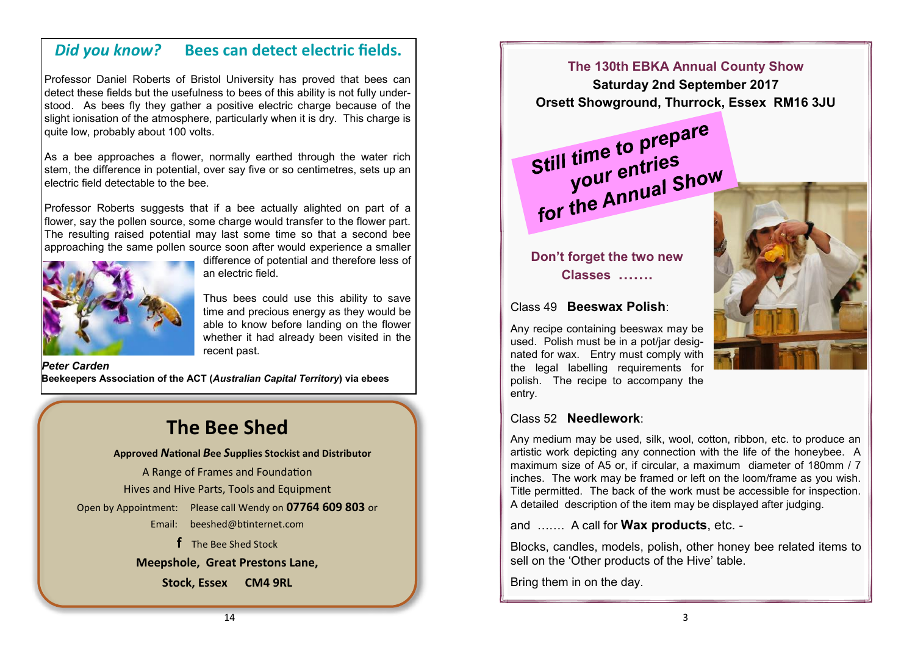## *Did you know?* Bees can detect electric fields.

Professor Daniel Roberts of Bristol University has proved that bees can detect these fields but the usefulness to bees of this ability is not fully understood. As bees fly they gather a positive electric charge because of the slight ionisation of the atmosphere, particularly when it is dry. This charge is quite low, probably about 100 volts.

As a bee approaches a flower, normally earthed through the water rich stem, the difference in potential, over say five or so centimetres, sets up an electric field detectable to the bee.

Professor Roberts suggests that if a bee actually alighted on part of a flower, say the pollen source, some charge would transfer to the flower part. The resulting raised potential may last some time so that a second bee approaching the same pollen source soon after would experience a smaller difference of potential and therefore less of an electric field.

Thus bees could use this ability to save time and precious energy as they would be able to know before landing on the flower whether it had already been visited in the recent past.

***Peter Carden***
**Beekeepers Association of the ACT (*Australian Capital Territory*) via ebees**

# The Bee Shed

**Approved *N*ational *B*ee *S*upplies Stockist and Distributor**

A Range of Frames and Foundation

Hives and Hive Parts, Tools and Equipment

Open by Appointment: Please call Wendy on **07764 609 803** or

Email: beeshed@btinternet.com

f The Bee Shed Stock

**Meepshole, Great Prestons Lane,**

**Stock, Essex CM4 9RL**

---

## The 130th EBKA Annual County Show

**Saturday 2nd September 2017**

**Orsett Showground, Thurrock, Essex RM16 3JU**

**Still time to prepare your entries for the Annual Show**

**Don't forget the two new Classes …….**

Class 49 **Beeswax Polish**:

Any recipe containing beeswax may be used. Polish must be in a pot/jar designated for wax. Entry must comply with the legal labelling requirements for polish. The recipe to accompany the entry.

Class 52 **Needlework**:

Any medium may be used, silk, wool, cotton, ribbon, etc. to produce an artistic work depicting any connection with the life of the honeybee. A maximum size of A5 or, if circular, a maximum diameter of 180mm / 7 inches. The work may be framed or left on the loom/frame as you wish. Title permitted. The back of the work must be accessible for inspection. A detailed description of the item may be displayed after judging.

and ……. A call for **Wax products**, etc. -

Blocks, candles, models, polish, other honey bee related items to sell on the 'Other products of the Hive' table.

Bring them in on the day.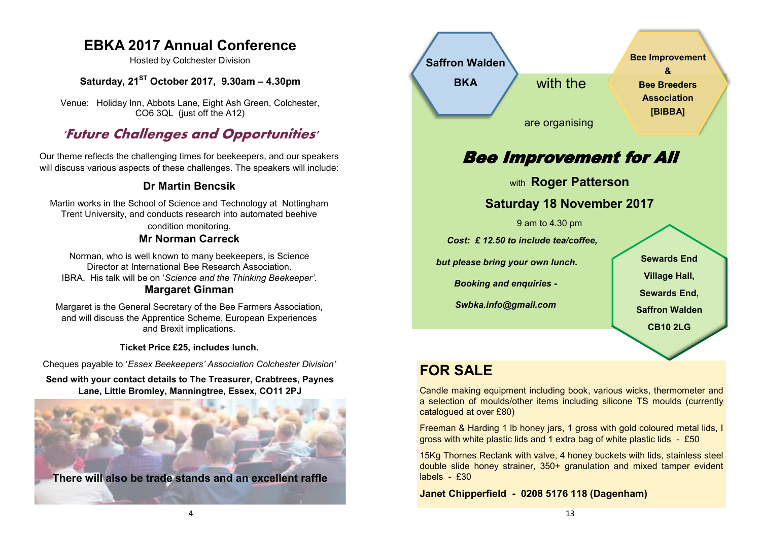# EBKA 2017 Annual Conference

Hosted by Colchester Division

**Saturday, 21ST October 2017, 9.30am – 4.30pm**

Venue: Holiday Inn, Abbots Lane, Eight Ash Green, Colchester, CO6 3QL (just off the A12)

## *'Future Challenges and Opportunities'*

Our theme reflects the challenging times for beekeepers, and our speakers will discuss various aspects of these challenges. The speakers will include:

### Dr Martin Bencsik

Martin works in the School of Science and Technology at Nottingham Trent University, and conducts research into automated beehive condition monitoring.

### Mr Norman Carreck

Norman, who is well known to many beekeepers, is Science Director at International Bee Research Association. IBRA. His talk will be on '*Science and the Thinking Beekeeper'*.

### Margaret Ginman

Margaret is the General Secretary of the Bee Farmers Association, and will discuss the Apprentice Scheme, European Experiences and Brexit implications.

**Ticket Price £25, includes lunch.**

Cheques payable to '*Essex Beekeepers' Association Colchester Division'*

**Send with your contact details to The Treasurer, Crabtrees, Paynes Lane, Little Bromley, Manningtree, Essex, CO11 2PJ**

**There will also be trade stands and an excellent raffle**

**Saffron Walden BKA** with the **Bee Improvement & Bee Breeders Association [BIBBA]** are organising

# *Bee Improvement for All*

with **Roger Patterson**

**Saturday 18 November 2017**

9 am to 4.30 pm

***Cost: £ 12.50 to include tea/coffee,***

***but please bring your own lunch.***

***Booking and enquiries -***

***Swbka.info@gmail.com***

**Sewards End Village Hall, Sewards End, Saffron Walden CB10 2LG**

## FOR SALE

Candle making equipment including book, various wicks, thermometer and a selection of moulds/other items including silicone TS moulds (currently catalogued at over £80)

Freeman & Harding 1 lb honey jars, 1 gross with gold coloured metal lids, I gross with white plastic lids and 1 extra bag of white plastic lids - £50

15Kg Thornes Rectank with valve, 4 honey buckets with lids, stainless steel double slide honey strainer, 350+ granulation and mixed tamper evident labels - £30

**Janet Chipperfield - 0208 5176 118 (Dagenham)**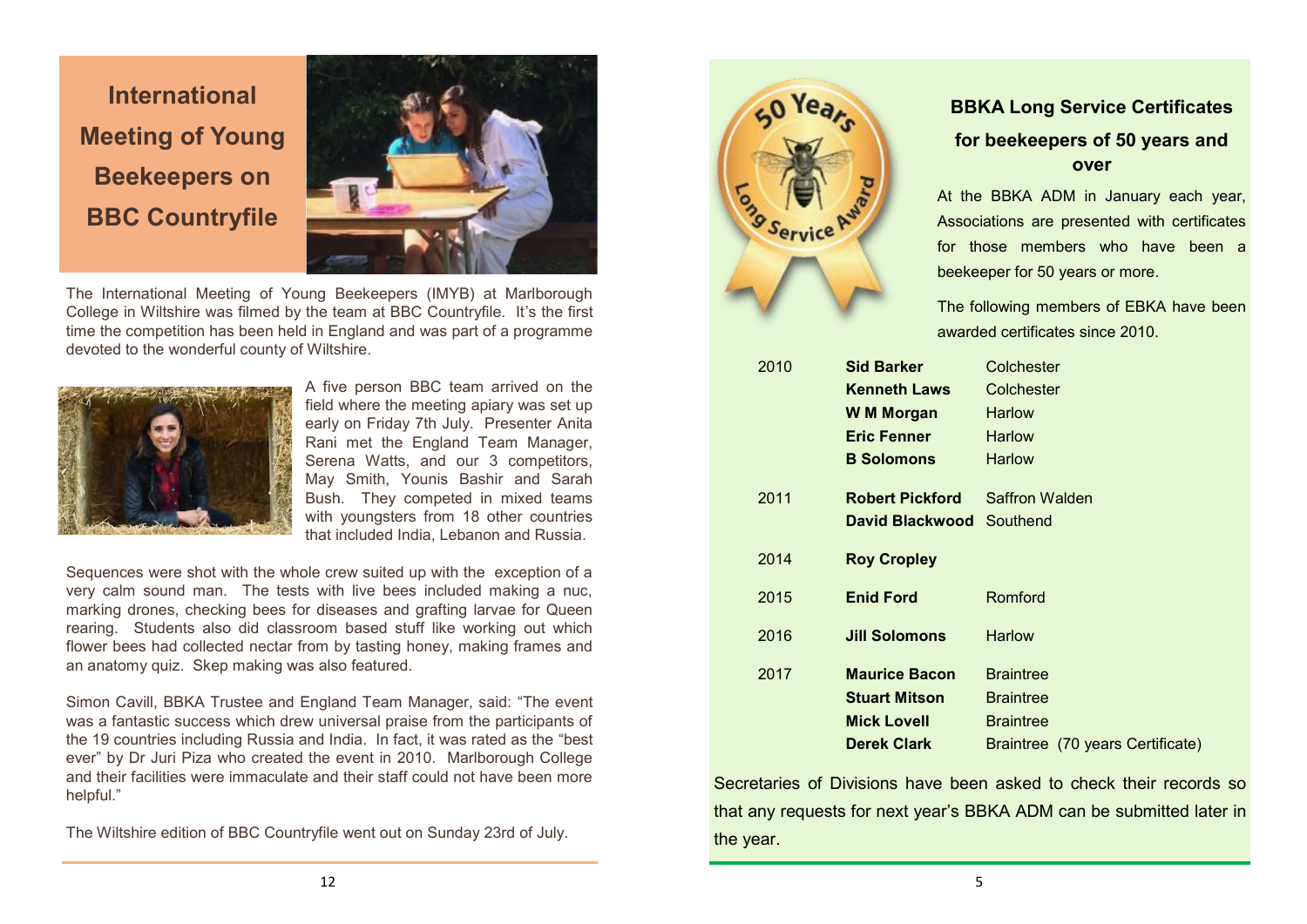## International Meeting of Young Beekeepers on BBC Countryfile

The International Meeting of Young Beekeepers (IMYB) at Marlborough College in Wiltshire was filmed by the team at BBC Countryfile. It's the first time the competition has been held in England and was part of a programme devoted to the wonderful county of Wiltshire.

A five person BBC team arrived on the field where the meeting apiary was set up early on Friday 7th July. Presenter Anita Rani met the England Team Manager, Serena Watts, and our 3 competitors, May Smith, Younis Bashir and Sarah Bush. They competed in mixed teams with youngsters from 18 other countries that included India, Lebanon and Russia.

Sequences were shot with the whole crew suited up with the exception of a very calm sound man. The tests with live bees included making a nuc, marking drones, checking bees for diseases and grafting larvae for Queen rearing. Students also did classroom based stuff like working out which flower bees had collected nectar from by tasting honey, making frames and an anatomy quiz. Skep making was also featured.

Simon Cavill, BBKA Trustee and England Team Manager, said: "The event was a fantastic success which drew universal praise from the participants of the 19 countries including Russia and India. In fact, it was rated as the "best ever" by Dr Juri Piza who created the event in 2010. Marlborough College and their facilities were immaculate and their staff could not have been more helpful."

The Wiltshire edition of BBC Countryfile went out on Sunday 23rd of July.

## BBKA Long Service Certificates for beekeepers of 50 years and over

At the BBKA ADM in January each year, Associations are presented with certificates for those members who have been a beekeeper for 50 years or more.

The following members of EBKA have been awarded certificates since 2010.

| Year | Name | Division |
|---|---|---|
| 2010 | **Sid Barker** | Colchester |
| | **Kenneth Laws** | Colchester |
| | **W M Morgan** | Harlow |
| | **Eric Fenner** | Harlow |
| | **B Solomons** | Harlow |
| 2011 | **Robert Pickford** | Saffron Walden |
| | **David Blackwood** | Southend |
| 2014 | **Roy Cropley** | |
| 2015 | **Enid Ford** | Romford |
| 2016 | **Jill Solomons** | Harlow |
| 2017 | **Maurice Bacon** | Braintree |
| | **Stuart Mitson** | Braintree |
| | **Mick Lovell** | Braintree |
| | **Derek Clark** | Braintree (70 years Certificate) |

Secretaries of Divisions have been asked to check their records so that any requests for next year's BBKA ADM can be submitted later in the year.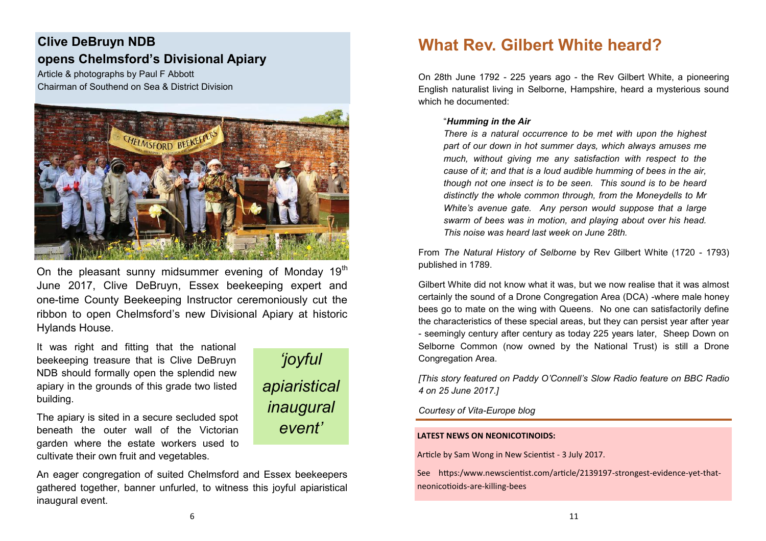## Clive DeBruyn NDB opens Chelmsford's Divisional Apiary

Article & photographs by Paul F Abbott
Chairman of Southend on Sea & District Division

On the pleasant sunny midsummer evening of Monday 19th June 2017, Clive DeBruyn, Essex beekeeping expert and one-time County Beekeeping Instructor ceremoniously cut the ribbon to open Chelmsford's new Divisional Apiary at historic Hylands House.

It was right and fitting that the national beekeeping treasure that is Clive DeBruyn NDB should formally open the splendid new apiary in the grounds of this grade two listed building.

The apiary is sited in a secure secluded spot beneath the outer wall of the Victorian garden where the estate workers used to cultivate their own fruit and vegetables.

*'joyful apiaristical inaugural event'*

An eager congregation of suited Chelmsford and Essex beekeepers gathered together, banner unfurled, to witness this joyful apiaristical inaugural event.

## What Rev. Gilbert White heard?

On 28th June 1792 - 225 years ago - the Rev Gilbert White, a pioneering English naturalist living in Selborne, Hampshire, heard a mysterious sound which he documented:

> "***Humming in the Air***
> *There is a natural occurrence to be met with upon the highest part of our down in hot summer days, which always amuses me much, without giving me any satisfaction with respect to the cause of it; and that is a loud audible humming of bees in the air, though not one insect is to be seen. This sound is to be heard distinctly the whole common through, from the Moneydells to Mr White's avenue gate. Any person would suppose that a large swarm of bees was in motion, and playing about over his head. This noise was heard last week on June 28th.*

From *The Natural History of Selborne* by Rev Gilbert White (1720 - 1793) published in 1789.

Gilbert White did not know what it was, but we now realise that it was almost certainly the sound of a Drone Congregation Area (DCA) -where male honey bees go to mate on the wing with Queens. No one can satisfactorily define the characteristics of these special areas, but they can persist year after year - seemingly century after century as today 225 years later, Sheep Down on Selborne Common (now owned by the National Trust) is still a Drone Congregation Area.

*[This story featured on Paddy O'Connell's Slow Radio feature on BBC Radio 4 on 25 June 2017.]*

*Courtesy of Vita-Europe blog*

**LATEST NEWS ON NEONICOTINOIDS:**

Article by Sam Wong in New Scientist - 3 July 2017.

See https:/www.newscientist.com/article/2139197-strongest-evidence-yet-that-neonicotioids-are-killing-bees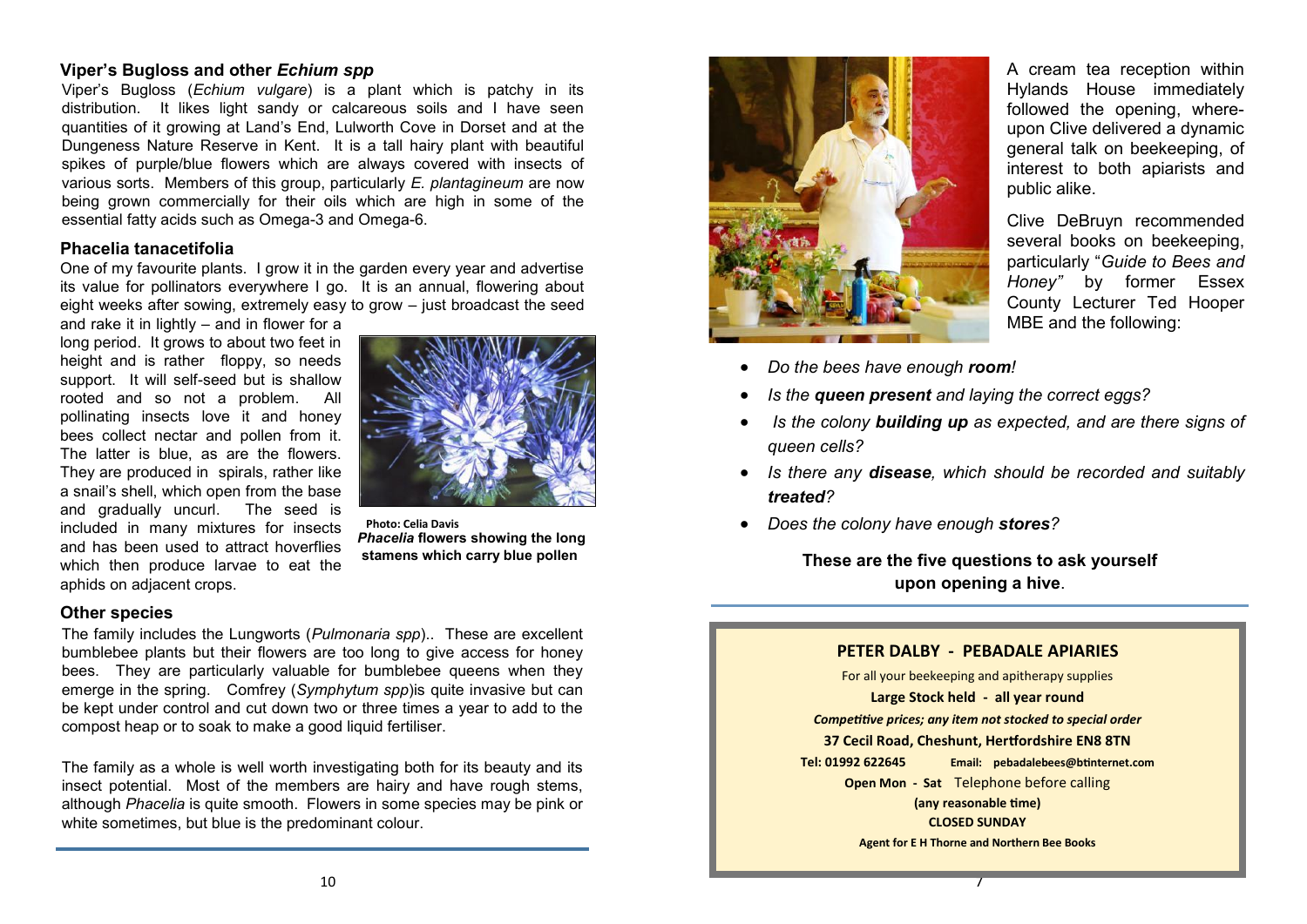### Viper's Bugloss and other *Echium spp*

Viper's Bugloss (*Echium vulgare*) is a plant which is patchy in its distribution. It likes light sandy or calcareous soils and I have seen quantities of it growing at Land's End, Lulworth Cove in Dorset and at the Dungeness Nature Reserve in Kent. It is a tall hairy plant with beautiful spikes of purple/blue flowers which are always covered with insects of various sorts. Members of this group, particularly *E. plantagineum* are now being grown commercially for their oils which are high in some of the essential fatty acids such as Omega-3 and Omega-6.

### Phacelia tanacetifolia

One of my favourite plants. I grow it in the garden every year and advertise its value for pollinators everywhere I go. It is an annual, flowering about eight weeks after sowing, extremely easy to grow – just broadcast the seed and rake it in lightly – and in flower for a long period. It grows to about two feet in height and is rather floppy, so needs support. It will self-seed but is shallow rooted and so not a problem. All pollinating insects love it and honey bees collect nectar and pollen from it. The latter is blue, as are the flowers. They are produced in spirals, rather like a snail's shell, which open from the base and gradually uncurl. The seed is included in many mixtures for insects and has been used to attract hoverflies which then produce larvae to eat the aphids on adjacent crops.

Photo: Celia Davis

***Phacelia* flowers showing the long stamens which carry blue pollen**

### Other species

The family includes the Lungworts (*Pulmonaria spp*).. These are excellent bumblebee plants but their flowers are too long to give access for honey bees. They are particularly valuable for bumblebee queens when they emerge in the spring. Comfrey (*Symphytum spp*)is quite invasive but can be kept under control and cut down two or three times a year to add to the compost heap or to soak to make a good liquid fertiliser.

The family as a whole is well worth investigating both for its beauty and its insect potential. Most of the members are hairy and have rough stems, although *Phacelia* is quite smooth. Flowers in some species may be pink or white sometimes, but blue is the predominant colour.

---

A cream tea reception within Hylands House immediately followed the opening, whereupon Clive delivered a dynamic general talk on beekeeping, of interest to both apiarists and public alike.

Clive DeBruyn recommended several books on beekeeping, particularly "*Guide to Bees and Honey"* by former Essex County Lecturer Ted Hooper MBE and the following:

- *Do the bees have enough **room**!*
- *Is the **queen present** and laying the correct eggs?*
- *Is the colony **building up** as expected, and are there signs of queen cells?*
- *Is there any **disease**, which should be recorded and suitably **treated**?*
- *Does the colony have enough **stores**?*

**These are the five questions to ask yourself upon opening a hive**.

---

**PETER DALBY - PEBADALE APIARIES**

For all your beekeeping and apitherapy supplies

**Large Stock held - all year round**

***Competitive prices; any item not stocked to special order***

**37 Cecil Road, Cheshunt, Hertfordshire EN8 8TN**

**Tel: 01992 622645** **Email: pebadalebees@btinternet.com**

**Open Mon - Sat** Telephone before calling

**(any reasonable time)**

**CLOSED SUNDAY**

**Agent for E H Thorne and Northern Bee Books**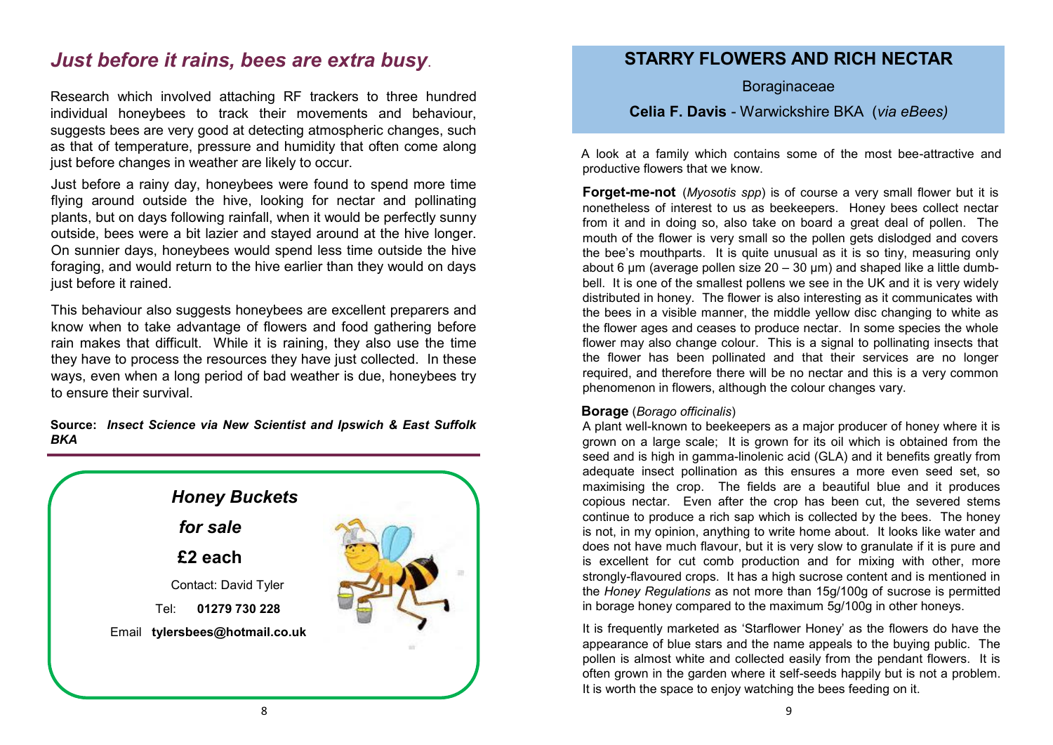## *Just before it rains, bees are extra busy*.

Research which involved attaching RF trackers to three hundred individual honeybees to track their movements and behaviour, suggests bees are very good at detecting atmospheric changes, such as that of temperature, pressure and humidity that often come along just before changes in weather are likely to occur.

Just before a rainy day, honeybees were found to spend more time flying around outside the hive, looking for nectar and pollinating plants, but on days following rainfall, when it would be perfectly sunny outside, bees were a bit lazier and stayed around at the hive longer. On sunnier days, honeybees would spend less time outside the hive foraging, and would return to the hive earlier than they would on days just before it rained.

This behaviour also suggests honeybees are excellent preparers and know when to take advantage of flowers and food gathering before rain makes that difficult. While it is raining, they also use the time they have to process the resources they have just collected. In these ways, even when a long period of bad weather is due, honeybees try to ensure their survival.

**Source:** ***Insect Science via New Scientist and Ipswich & East Suffolk BKA***

***Honey Buckets***

***for sale***

**£2 each**

Contact: David Tyler

Tel: **01279 730 228**

Email **tylersbees@hotmail.co.uk**

## STARRY FLOWERS AND RICH NECTAR

Boraginaceae

**Celia F. Davis** - Warwickshire BKA (*via eBees)*

A look at a family which contains some of the most bee-attractive and productive flowers that we know.

**Forget-me-not** (*Myosotis spp*) is of course a very small flower but it is nonetheless of interest to us as beekeepers. Honey bees collect nectar from it and in doing so, also take on board a great deal of pollen. The mouth of the flower is very small so the pollen gets dislodged and covers the bee's mouthparts. It is quite unusual as it is so tiny, measuring only about 6 µm (average pollen size 20 – 30 µm) and shaped like a little dumb-bell. It is one of the smallest pollens we see in the UK and it is very widely distributed in honey. The flower is also interesting as it communicates with the bees in a visible manner, the middle yellow disc changing to white as the flower ages and ceases to produce nectar. In some species the whole flower may also change colour. This is a signal to pollinating insects that the flower has been pollinated and that their services are no longer required, and therefore there will be no nectar and this is a very common phenomenon in flowers, although the colour changes vary.

**Borage** (*Borago officinalis*)
A plant well-known to beekeepers as a major producer of honey where it is grown on a large scale; It is grown for its oil which is obtained from the seed and is high in gamma-linolenic acid (GLA) and it benefits greatly from adequate insect pollination as this ensures a more even seed set, so maximising the crop. The fields are a beautiful blue and it produces copious nectar. Even after the crop has been cut, the severed stems continue to produce a rich sap which is collected by the bees. The honey is not, in my opinion, anything to write home about. It looks like water and does not have much flavour, but it is very slow to granulate if it is pure and is excellent for cut comb production and for mixing with other, more strongly-flavoured crops. It has a high sucrose content and is mentioned in the *Honey Regulations* as not more than 15g/100g of sucrose is permitted in borage honey compared to the maximum 5g/100g in other honeys.

It is frequently marketed as 'Starflower Honey' as the flowers do have the appearance of blue stars and the name appeals to the buying public. The pollen is almost white and collected easily from the pendant flowers. It is often grown in the garden where it self-seeds happily but is not a problem. It is worth the space to enjoy watching the bees feeding on it.